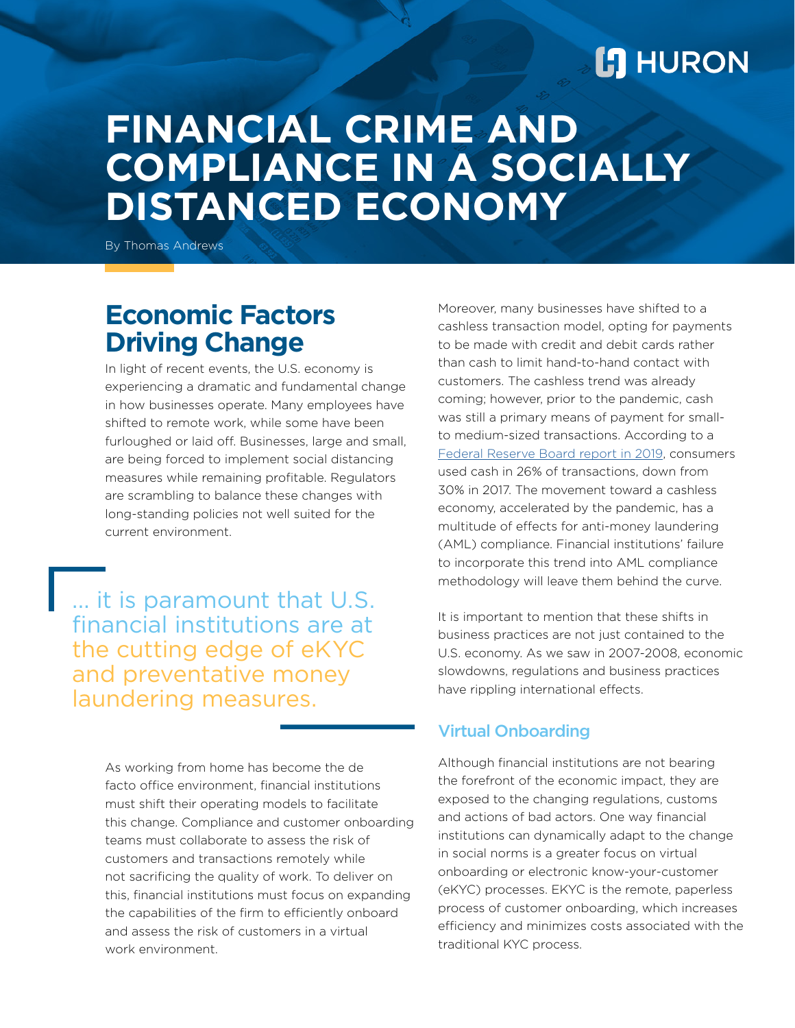HURON

# FINANCIAL CRIME AND COMPLIANCE IN A SOCIALLY DISTANCED ECONOMY

By Thomas Andrews

## Economic Factors Driving Change

In light of recent events, the U.S. economy is experiencing a dramatic and fundamental change in how businesses operate. Many employees have shifted to remote work, while some have been furloughed or laid off. Businesses, large and small, are being forced to implement social distancing measures while remaining profitable. Regulators are scrambling to balance these changes with long-standing policies not well suited for the current environment.

> ... it is paramount that U.S. financial institutions are at the cutting edge of eKYC and preventative money laundering measures.

As working from home has become the de facto office environment, financial institutions must shift their operating models to facilitate this change. Compliance and customer onboarding teams must collaborate to assess the risk of customers and transactions remotely while not sacrificing the quality of work. To deliver on this, financial institutions must focus on expanding the capabilities of the firm to efficiently onboard and assess the risk of customers in a virtual work environment.

Moreover, many businesses have shifted to a cashless transaction model, opting for payments to be made with credit and debit cards rather than cash to limit hand-to-hand contact with customers. The cashless trend was already coming; however, prior to the pandemic, cash was still a primary means of payment for small- to medium-sized transactions. According to a Federal Reserve Board report in 2019, consumers used cash in 26% of transactions, down from 30% in 2017. The movement toward a cashless economy, accelerated by the pandemic, has a multitude of effects for anti-money laundering (AML) compliance. Financial institutions' failure to incorporate this trend into AML compliance methodology will leave them behind the curve.

It is important to mention that these shifts in business practices are not just contained to the U.S. economy. As we saw in 2007-2008, economic slowdowns, regulations and business practices have rippling international effects.

### Virtual Onboarding

Although financial institutions are not bearing the forefront of the economic impact, they are exposed to the changing regulations, customs and actions of bad actors. One way financial institutions can dynamically adapt to the change in social norms is a greater focus on virtual onboarding or electronic know-your-customer (eKYC) processes. EKYC is the remote, paperless process of customer onboarding, which increases efficiency and minimizes costs associated with the traditional KYC process.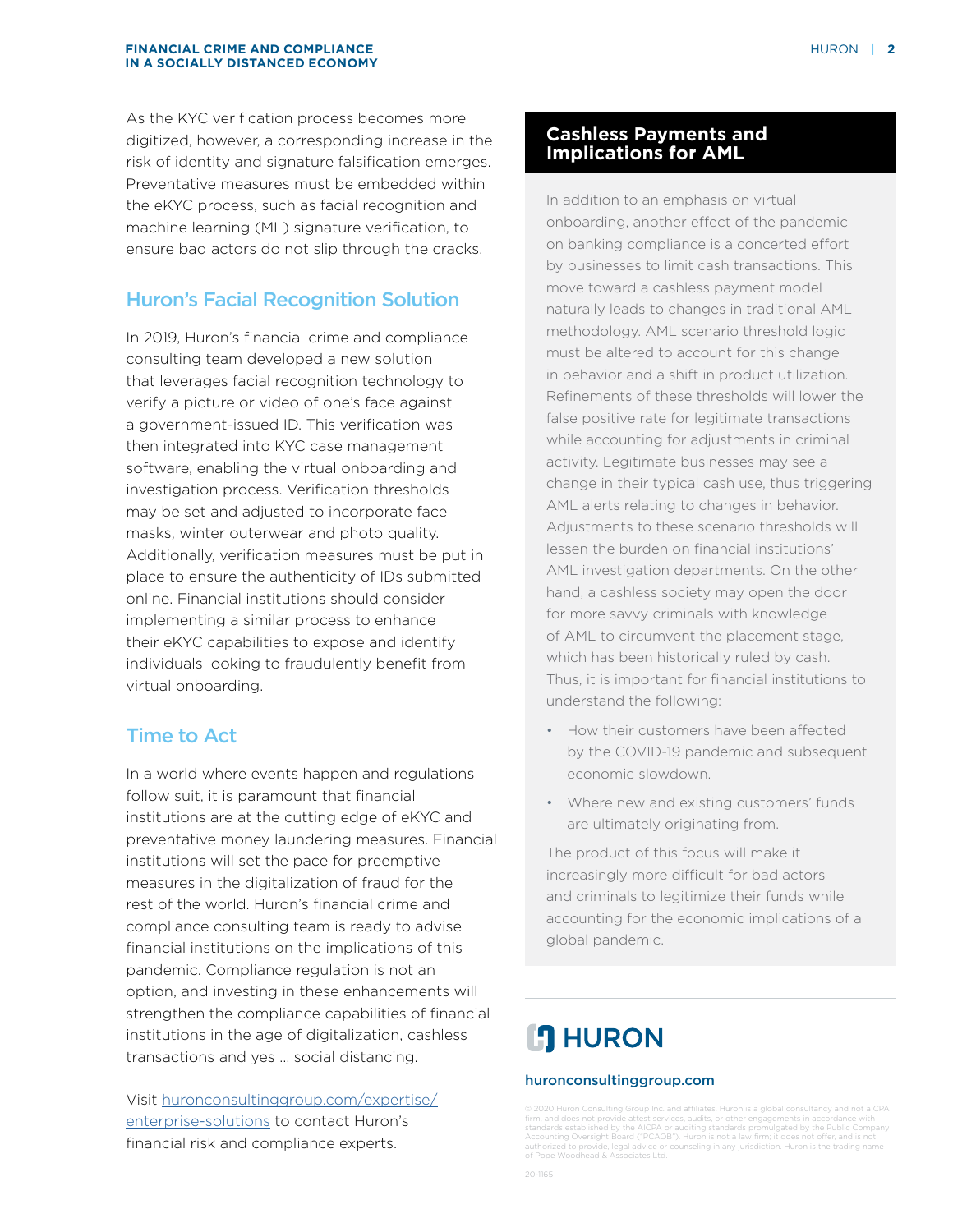As the KYC verification process becomes more digitized, however, a corresponding increase in the risk of identity and signature falsification emerges. Preventative measures must be embedded within the eKYC process, such as facial recognition and machine learning (ML) signature verification, to ensure bad actors do not slip through the cracks.

## Huron's Facial Recognition Solution

In 2019, Huron's financial crime and compliance consulting team developed a new solution that leverages facial recognition technology to verify a picture or video of one's face against a government-issued ID. This verification was then integrated into KYC case management software, enabling the virtual onboarding and investigation process. Verification thresholds may be set and adjusted to incorporate face masks, winter outerwear and photo quality. Additionally, verification measures must be put in place to ensure the authenticity of IDs submitted online. Financial institutions should consider implementing a similar process to enhance their eKYC capabilities to expose and identify individuals looking to fraudulently benefit from virtual onboarding.

## Time to Act

In a world where events happen and regulations follow suit, it is paramount that financial institutions are at the cutting edge of eKYC and preventative money laundering measures. Financial institutions will set the pace for preemptive measures in the digitalization of fraud for the rest of the world. Huron's financial crime and compliance consulting team is ready to advise financial institutions on the implications of this pandemic. Compliance regulation is not an option, and investing in these enhancements will strengthen the compliance capabilities of financial institutions in the age of digitalization, cashless transactions and yes ... social distancing.

Visit [huronconsultinggroup.com/expertise/enterprise-solutions](huronconsultinggroup.com/expertise/enterprise-solutions) to contact Huron's financial risk and compliance experts.

## Cashless Payments and Implications for AML

In addition to an emphasis on virtual onboarding, another effect of the pandemic on banking compliance is a concerted effort by businesses to limit cash transactions. This move toward a cashless payment model naturally leads to changes in traditional AML methodology. AML scenario threshold logic must be altered to account for this change in behavior and a shift in product utilization. Refinements of these thresholds will lower the false positive rate for legitimate transactions while accounting for adjustments in criminal activity. Legitimate businesses may see a change in their typical cash use, thus triggering AML alerts relating to changes in behavior. Adjustments to these scenario thresholds will lessen the burden on financial institutions' AML investigation departments. On the other hand, a cashless society may open the door for more savvy criminals with knowledge of AML to circumvent the placement stage, which has been historically ruled by cash. Thus, it is important for financial institutions to understand the following:

- How their customers have been affected by the COVID-19 pandemic and subsequent economic slowdown.
- Where new and existing customers' funds are ultimately originating from.

The product of this focus will make it increasingly more difficult for bad actors and criminals to legitimize their funds while accounting for the economic implications of a global pandemic.

HURON

huronconsultinggroup.com

© 2020 Huron Consulting Group Inc. and affiliates. Huron is a global consultancy and not a CPA firm, and does not provide attest services, audits, or other engagements in accordance with standards established by the AICPA or auditing standards promulgated by the Public Company Accounting Oversight Board ("PCAOB"). Huron is not a law firm; it does not offer, and is not authorized to provide, legal advice or counseling in any jurisdiction. Huron is the trading name of Pope Woodhead & Associates Ltd.

20-1165